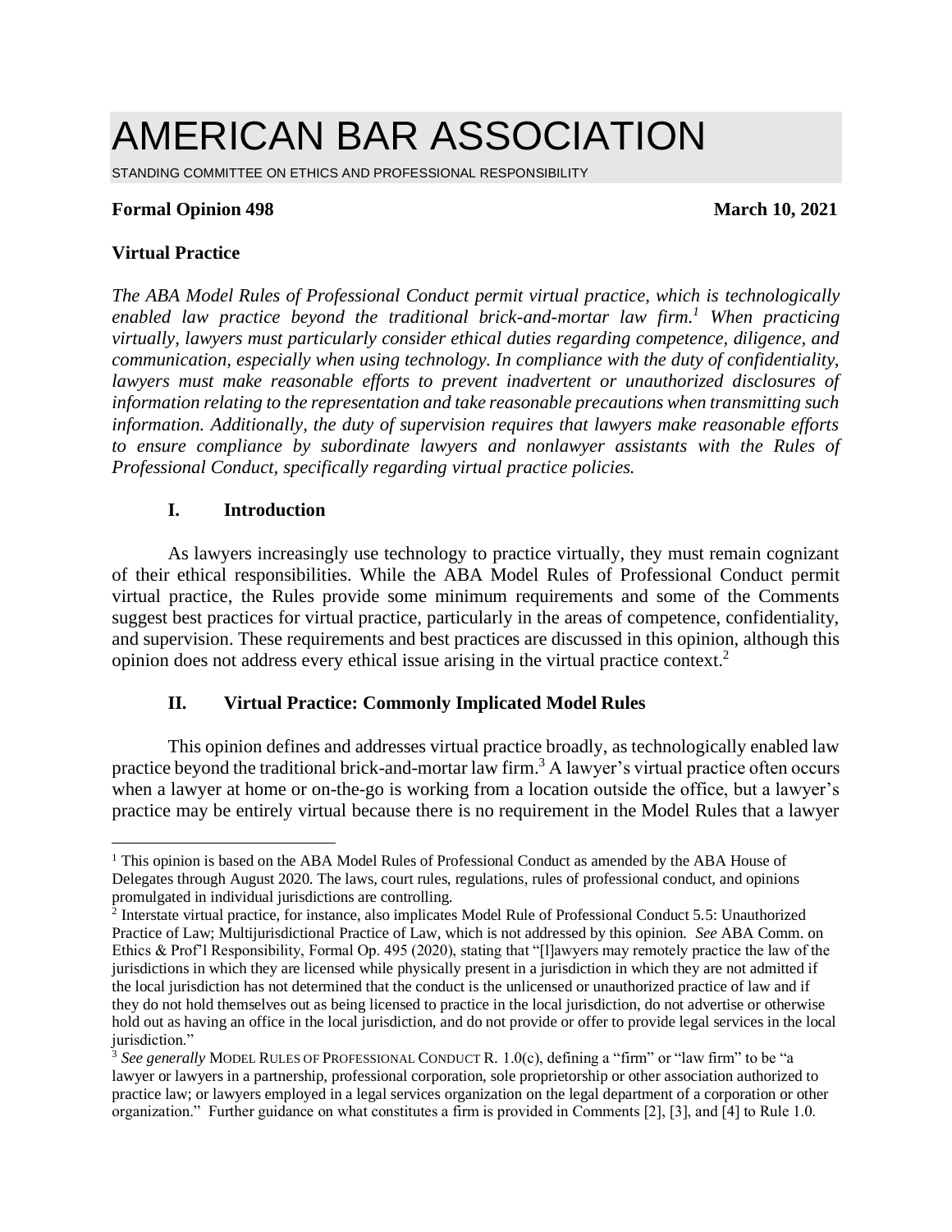# AMERICAN BAR ASSOCIATION

STANDING COMMITTEE ON ETHICS AND PROFESSIONAL RESPONSIBILITY

**Formal Opinion 498** **March 10, 2021**

## Virtual Practice

*The ABA Model Rules of Professional Conduct permit virtual practice, which is technologically enabled law practice beyond the traditional brick-and-mortar law firm.[1] When practicing virtually, lawyers must particularly consider ethical duties regarding competence, diligence, and communication, especially when using technology. In compliance with the duty of confidentiality, lawyers must make reasonable efforts to prevent inadvertent or unauthorized disclosures of information relating to the representation and take reasonable precautions when transmitting such information. Additionally, the duty of supervision requires that lawyers make reasonable efforts to ensure compliance by subordinate lawyers and nonlawyer assistants with the Rules of Professional Conduct, specifically regarding virtual practice policies.*

### I. Introduction

As lawyers increasingly use technology to practice virtually, they must remain cognizant of their ethical responsibilities. While the ABA Model Rules of Professional Conduct permit virtual practice, the Rules provide some minimum requirements and some of the Comments suggest best practices for virtual practice, particularly in the areas of competence, confidentiality, and supervision. These requirements and best practices are discussed in this opinion, although this opinion does not address every ethical issue arising in the virtual practice context.[2]

### II. Virtual Practice: Commonly Implicated Model Rules

This opinion defines and addresses virtual practice broadly, as technologically enabled law practice beyond the traditional brick-and-mortar law firm.[3] A lawyer's virtual practice often occurs when a lawyer at home or on-the-go is working from a location outside the office, but a lawyer's practice may be entirely virtual because there is no requirement in the Model Rules that a lawyer

---

[1] This opinion is based on the ABA Model Rules of Professional Conduct as amended by the ABA House of Delegates through August 2020. The laws, court rules, regulations, rules of professional conduct, and opinions promulgated in individual jurisdictions are controlling.

[2] Interstate virtual practice, for instance, also implicates Model Rule of Professional Conduct 5.5: Unauthorized Practice of Law; Multijurisdictional Practice of Law, which is not addressed by this opinion. *See* ABA Comm. on Ethics & Prof'l Responsibility, Formal Op. 495 (2020), stating that "[l]awyers may remotely practice the law of the jurisdictions in which they are licensed while physically present in a jurisdiction in which they are not admitted if the local jurisdiction has not determined that the conduct is the unlicensed or unauthorized practice of law and if they do not hold themselves out as being licensed to practice in the local jurisdiction, do not advertise or otherwise hold out as having an office in the local jurisdiction, and do not provide or offer to provide legal services in the local jurisdiction."

[3] *See generally* MODEL RULES OF PROFESSIONAL CONDUCT R. 1.0(c), defining a "firm" or "law firm" to be "a lawyer or lawyers in a partnership, professional corporation, sole proprietorship or other association authorized to practice law; or lawyers employed in a legal services organization on the legal department of a corporation or other organization." Further guidance on what constitutes a firm is provided in Comments [2], [3], and [4] to Rule 1.0.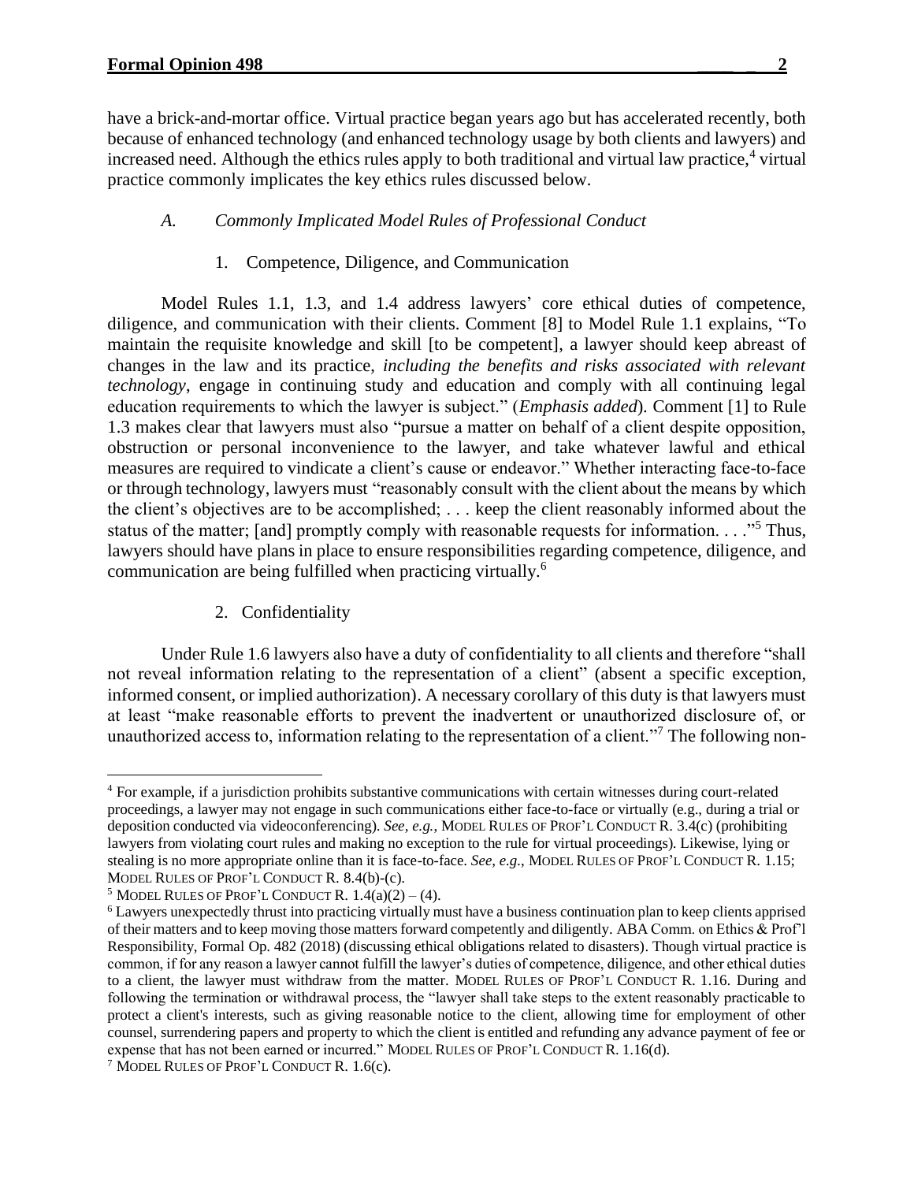have a brick-and-mortar office. Virtual practice began years ago but has accelerated recently, both because of enhanced technology (and enhanced technology usage by both clients and lawyers) and increased need. Although the ethics rules apply to both traditional and virtual law practice,[4] virtual practice commonly implicates the key ethics rules discussed below.

### *A. Commonly Implicated Model Rules of Professional Conduct*

#### 1. Competence, Diligence, and Communication

Model Rules 1.1, 1.3, and 1.4 address lawyers' core ethical duties of competence, diligence, and communication with their clients. Comment [8] to Model Rule 1.1 explains, "To maintain the requisite knowledge and skill [to be competent], a lawyer should keep abreast of changes in the law and its practice, *including the benefits and risks associated with relevant technology*, engage in continuing study and education and comply with all continuing legal education requirements to which the lawyer is subject." (*Emphasis added*). Comment [1] to Rule 1.3 makes clear that lawyers must also "pursue a matter on behalf of a client despite opposition, obstruction or personal inconvenience to the lawyer, and take whatever lawful and ethical measures are required to vindicate a client's cause or endeavor." Whether interacting face-to-face or through technology, lawyers must "reasonably consult with the client about the means by which the client's objectives are to be accomplished; . . . keep the client reasonably informed about the status of the matter; [and] promptly comply with reasonable requests for information. . . ."[5] Thus, lawyers should have plans in place to ensure responsibilities regarding competence, diligence, and communication are being fulfilled when practicing virtually.[6]

#### 2. Confidentiality

Under Rule 1.6 lawyers also have a duty of confidentiality to all clients and therefore "shall not reveal information relating to the representation of a client" (absent a specific exception, informed consent, or implied authorization). A necessary corollary of this duty is that lawyers must at least "make reasonable efforts to prevent the inadvertent or unauthorized disclosure of, or unauthorized access to, information relating to the representation of a client."[7] The following non-

---

[4] For example, if a jurisdiction prohibits substantive communications with certain witnesses during court-related proceedings, a lawyer may not engage in such communications either face-to-face or virtually (e.g., during a trial or deposition conducted via videoconferencing). *See, e.g.*, MODEL RULES OF PROF'L CONDUCT R. 3.4(c) (prohibiting lawyers from violating court rules and making no exception to the rule for virtual proceedings). Likewise, lying or stealing is no more appropriate online than it is face-to-face. *See, e.g.*, MODEL RULES OF PROF'L CONDUCT R. 1.15; MODEL RULES OF PROF'L CONDUCT R. 8.4(b)-(c).

[5] MODEL RULES OF PROF'L CONDUCT R. 1.4(a)(2) – (4).

[6] Lawyers unexpectedly thrust into practicing virtually must have a business continuation plan to keep clients apprised of their matters and to keep moving those matters forward competently and diligently. ABA Comm. on Ethics & Prof'l Responsibility, Formal Op. 482 (2018) (discussing ethical obligations related to disasters). Though virtual practice is common, if for any reason a lawyer cannot fulfill the lawyer's duties of competence, diligence, and other ethical duties to a client, the lawyer must withdraw from the matter. MODEL RULES OF PROF'L CONDUCT R. 1.16. During and following the termination or withdrawal process, the "lawyer shall take steps to the extent reasonably practicable to protect a client's interests, such as giving reasonable notice to the client, allowing time for employment of other counsel, surrendering papers and property to which the client is entitled and refunding any advance payment of fee or expense that has not been earned or incurred." MODEL RULES OF PROF'L CONDUCT R. 1.16(d).

[7] MODEL RULES OF PROF'L CONDUCT R. 1.6(c).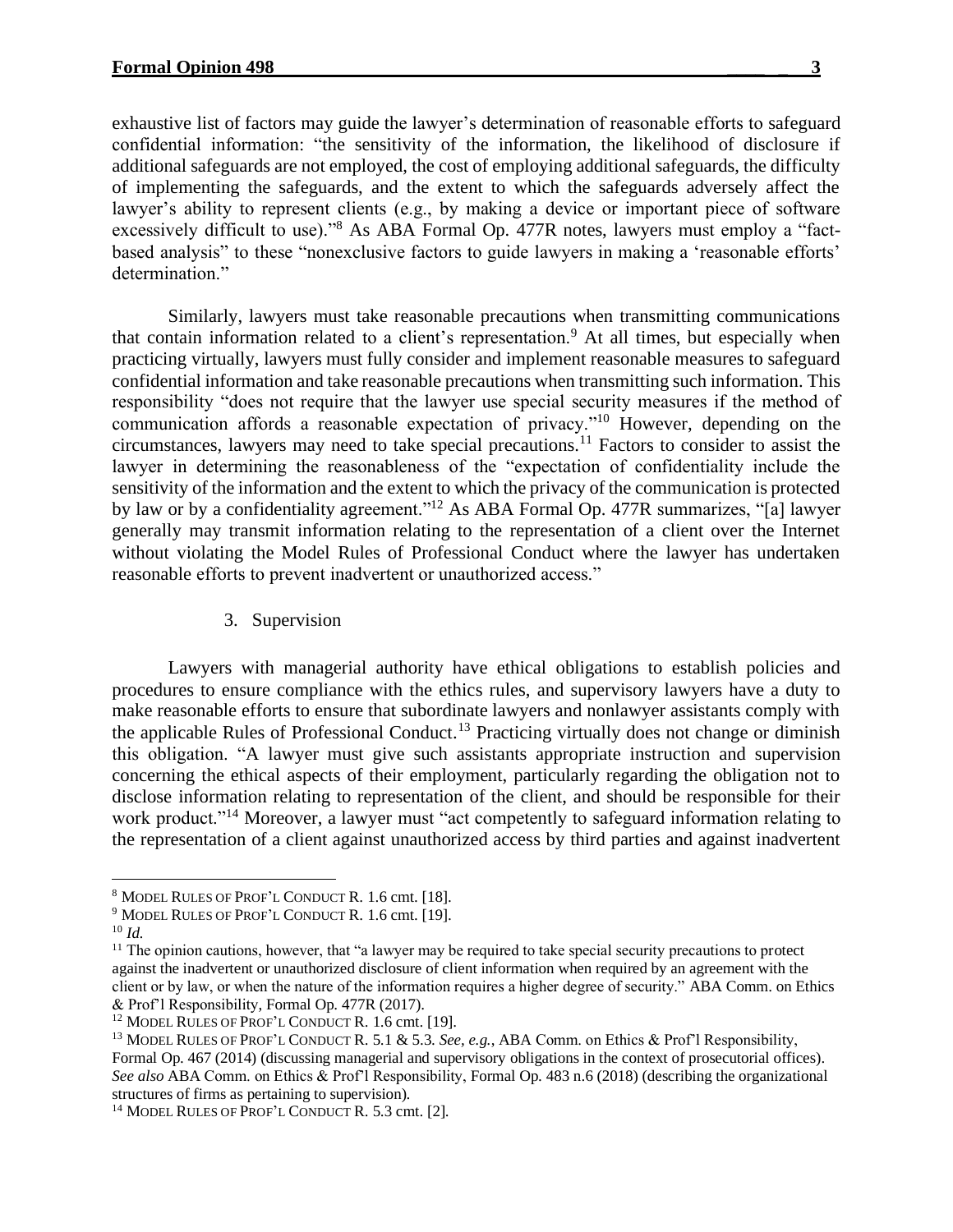exhaustive list of factors may guide the lawyer's determination of reasonable efforts to safeguard confidential information: "the sensitivity of the information, the likelihood of disclosure if additional safeguards are not employed, the cost of employing additional safeguards, the difficulty of implementing the safeguards, and the extent to which the safeguards adversely affect the lawyer's ability to represent clients (e.g., by making a device or important piece of software excessively difficult to use)."[8] As ABA Formal Op. 477R notes, lawyers must employ a "fact-based analysis" to these "nonexclusive factors to guide lawyers in making a 'reasonable efforts' determination."

Similarly, lawyers must take reasonable precautions when transmitting communications that contain information related to a client's representation.[9] At all times, but especially when practicing virtually, lawyers must fully consider and implement reasonable measures to safeguard confidential information and take reasonable precautions when transmitting such information. This responsibility "does not require that the lawyer use special security measures if the method of communication affords a reasonable expectation of privacy."[10] However, depending on the circumstances, lawyers may need to take special precautions.[11] Factors to consider to assist the lawyer in determining the reasonableness of the "expectation of confidentiality include the sensitivity of the information and the extent to which the privacy of the communication is protected by law or by a confidentiality agreement."[12] As ABA Formal Op. 477R summarizes, "[a] lawyer generally may transmit information relating to the representation of a client over the Internet without violating the Model Rules of Professional Conduct where the lawyer has undertaken reasonable efforts to prevent inadvertent or unauthorized access."

3. Supervision

Lawyers with managerial authority have ethical obligations to establish policies and procedures to ensure compliance with the ethics rules, and supervisory lawyers have a duty to make reasonable efforts to ensure that subordinate lawyers and nonlawyer assistants comply with the applicable Rules of Professional Conduct.[13] Practicing virtually does not change or diminish this obligation. "A lawyer must give such assistants appropriate instruction and supervision concerning the ethical aspects of their employment, particularly regarding the obligation not to disclose information relating to representation of the client, and should be responsible for their work product."[14] Moreover, a lawyer must "act competently to safeguard information relating to the representation of a client against unauthorized access by third parties and against inadvertent

---

[8] MODEL RULES OF PROF'L CONDUCT R. 1.6 cmt. [18].

[9] MODEL RULES OF PROF'L CONDUCT R. 1.6 cmt. [19].

[10] *Id.*

[11] The opinion cautions, however, that "a lawyer may be required to take special security precautions to protect against the inadvertent or unauthorized disclosure of client information when required by an agreement with the client or by law, or when the nature of the information requires a higher degree of security." ABA Comm. on Ethics & Prof'l Responsibility, Formal Op. 477R (2017).

[12] MODEL RULES OF PROF'L CONDUCT R. 1.6 cmt. [19].

[13] MODEL RULES OF PROF'L CONDUCT R. 5.1 & 5.3. *See, e.g.*, ABA Comm. on Ethics & Prof'l Responsibility, Formal Op. 467 (2014) (discussing managerial and supervisory obligations in the context of prosecutorial offices). *See also* ABA Comm. on Ethics & Prof'l Responsibility, Formal Op. 483 n.6 (2018) (describing the organizational structures of firms as pertaining to supervision).

[14] MODEL RULES OF PROF'L CONDUCT R. 5.3 cmt. [2].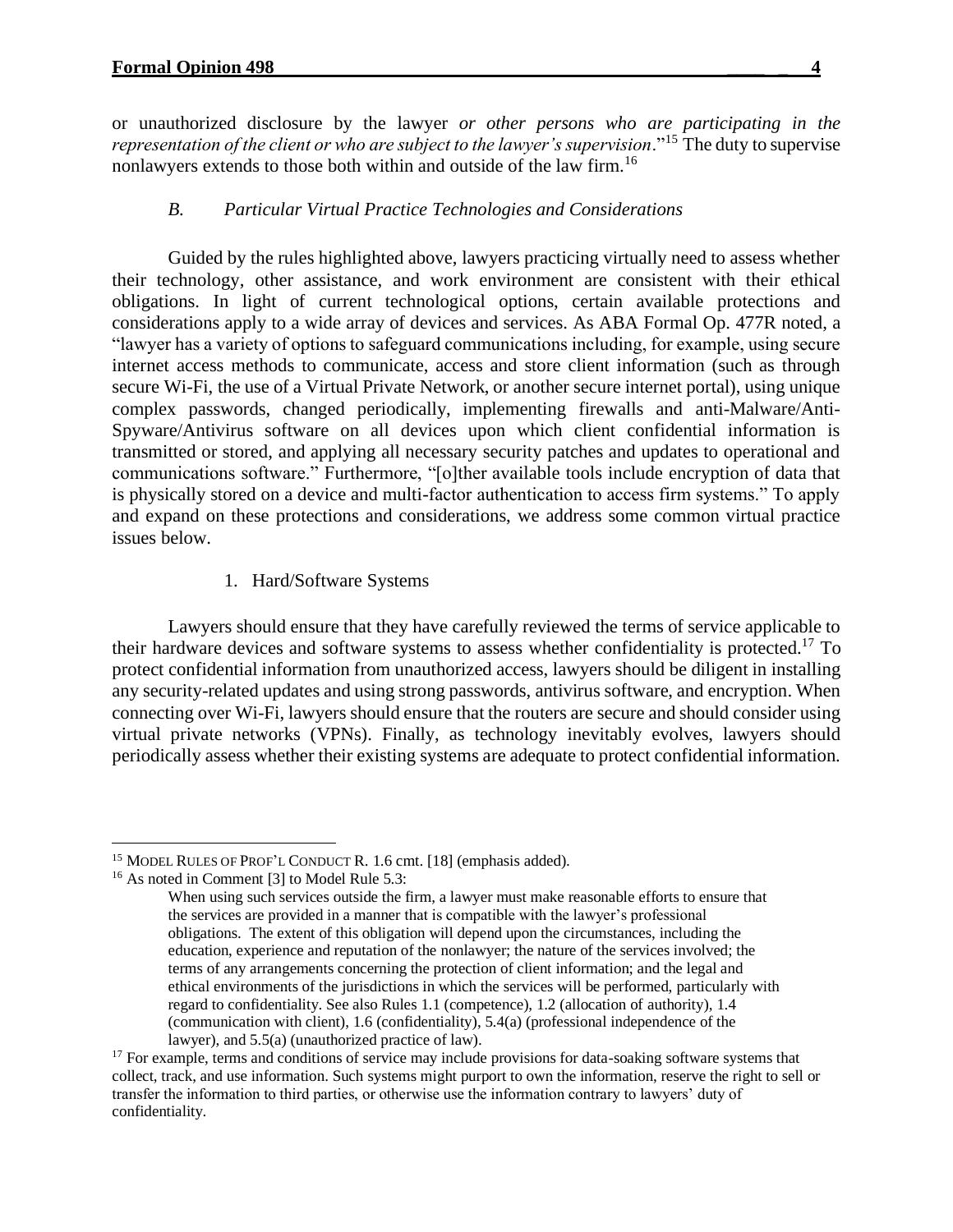or unauthorized disclosure by the lawyer *or other persons who are participating in the representation of the client or who are subject to the lawyer's supervision*."[15] The duty to supervise nonlawyers extends to those both within and outside of the law firm.[16]

### *B. Particular Virtual Practice Technologies and Considerations*

Guided by the rules highlighted above, lawyers practicing virtually need to assess whether their technology, other assistance, and work environment are consistent with their ethical obligations. In light of current technological options, certain available protections and considerations apply to a wide array of devices and services. As ABA Formal Op. 477R noted, a "lawyer has a variety of options to safeguard communications including, for example, using secure internet access methods to communicate, access and store client information (such as through secure Wi-Fi, the use of a Virtual Private Network, or another secure internet portal), using unique complex passwords, changed periodically, implementing firewalls and anti-Malware/Anti-Spyware/Antivirus software on all devices upon which client confidential information is transmitted or stored, and applying all necessary security patches and updates to operational and communications software." Furthermore, "[o]ther available tools include encryption of data that is physically stored on a device and multi-factor authentication to access firm systems." To apply and expand on these protections and considerations, we address some common virtual practice issues below.

#### 1. Hard/Software Systems

Lawyers should ensure that they have carefully reviewed the terms of service applicable to their hardware devices and software systems to assess whether confidentiality is protected.[17] To protect confidential information from unauthorized access, lawyers should be diligent in installing any security-related updates and using strong passwords, antivirus software, and encryption. When connecting over Wi-Fi, lawyers should ensure that the routers are secure and should consider using virtual private networks (VPNs). Finally, as technology inevitably evolves, lawyers should periodically assess whether their existing systems are adequate to protect confidential information.

---

[15] MODEL RULES OF PROF'L CONDUCT R. 1.6 cmt. [18] (emphasis added).

[16] As noted in Comment [3] to Model Rule 5.3:

> When using such services outside the firm, a lawyer must make reasonable efforts to ensure that the services are provided in a manner that is compatible with the lawyer's professional obligations. The extent of this obligation will depend upon the circumstances, including the education, experience and reputation of the nonlawyer; the nature of the services involved; the terms of any arrangements concerning the protection of client information; and the legal and ethical environments of the jurisdictions in which the services will be performed, particularly with regard to confidentiality. See also Rules 1.1 (competence), 1.2 (allocation of authority), 1.4 (communication with client), 1.6 (confidentiality), 5.4(a) (professional independence of the lawyer), and 5.5(a) (unauthorized practice of law).

[17] For example, terms and conditions of service may include provisions for data-soaking software systems that collect, track, and use information. Such systems might purport to own the information, reserve the right to sell or transfer the information to third parties, or otherwise use the information contrary to lawyers' duty of confidentiality.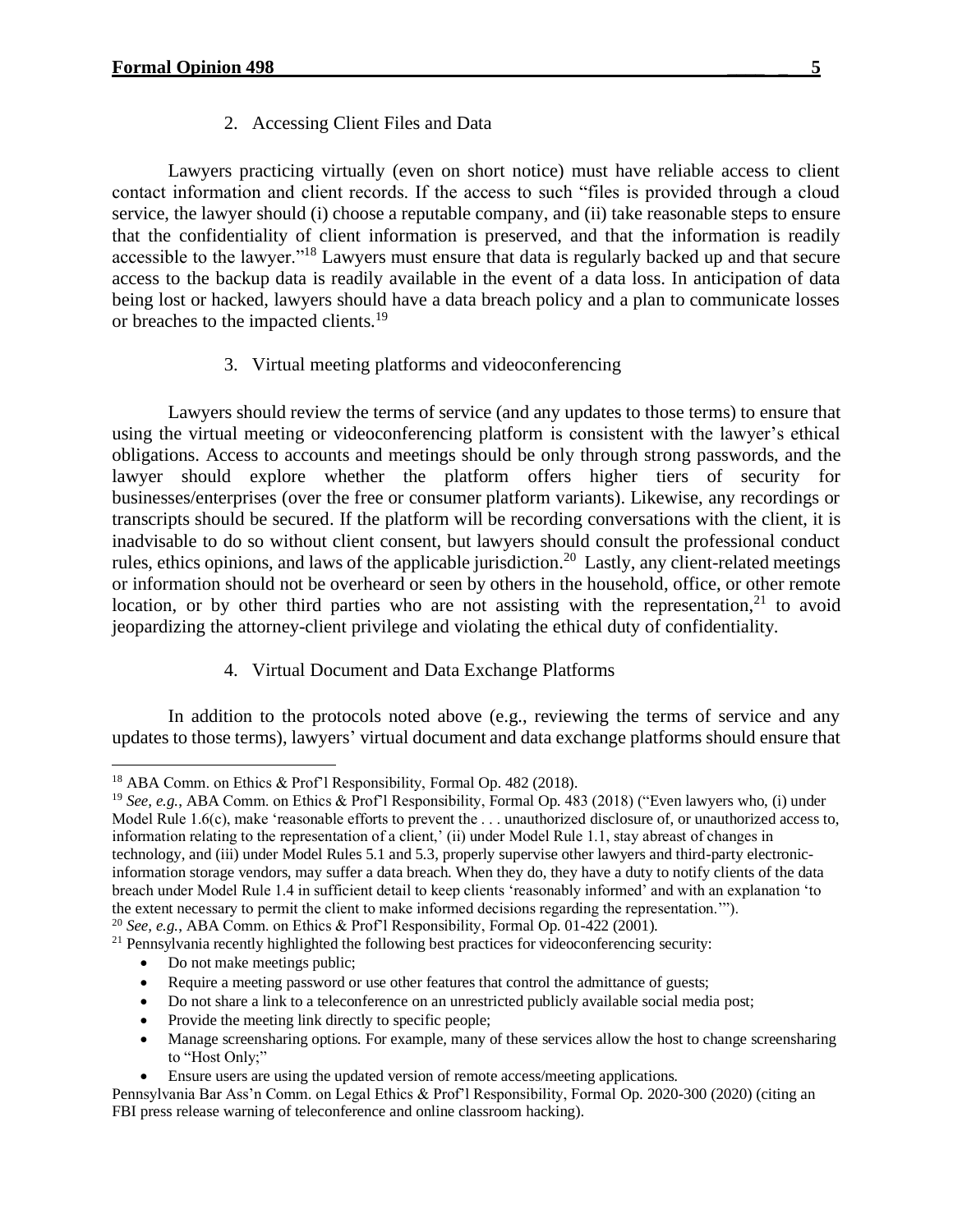2. Accessing Client Files and Data

Lawyers practicing virtually (even on short notice) must have reliable access to client contact information and client records. If the access to such "files is provided through a cloud service, the lawyer should (i) choose a reputable company, and (ii) take reasonable steps to ensure that the confidentiality of client information is preserved, and that the information is readily accessible to the lawyer."[18] Lawyers must ensure that data is regularly backed up and that secure access to the backup data is readily available in the event of a data loss. In anticipation of data being lost or hacked, lawyers should have a data breach policy and a plan to communicate losses or breaches to the impacted clients.[19]

3. Virtual meeting platforms and videoconferencing

Lawyers should review the terms of service (and any updates to those terms) to ensure that using the virtual meeting or videoconferencing platform is consistent with the lawyer's ethical obligations. Access to accounts and meetings should be only through strong passwords, and the lawyer should explore whether the platform offers higher tiers of security for businesses/enterprises (over the free or consumer platform variants). Likewise, any recordings or transcripts should be secured. If the platform will be recording conversations with the client, it is inadvisable to do so without client consent, but lawyers should consult the professional conduct rules, ethics opinions, and laws of the applicable jurisdiction.[20] Lastly, any client-related meetings or information should not be overheard or seen by others in the household, office, or other remote location, or by other third parties who are not assisting with the representation,[21] to avoid jeopardizing the attorney-client privilege and violating the ethical duty of confidentiality.

4. Virtual Document and Data Exchange Platforms

In addition to the protocols noted above (e.g., reviewing the terms of service and any updates to those terms), lawyers' virtual document and data exchange platforms should ensure that

---

[18] ABA Comm. on Ethics & Prof'l Responsibility, Formal Op. 482 (2018).

[19] *See, e.g.*, ABA Comm. on Ethics & Prof'l Responsibility, Formal Op. 483 (2018) ("Even lawyers who, (i) under Model Rule 1.6(c), make 'reasonable efforts to prevent the . . . unauthorized disclosure of, or unauthorized access to, information relating to the representation of a client,' (ii) under Model Rule 1.1, stay abreast of changes in technology, and (iii) under Model Rules 5.1 and 5.3, properly supervise other lawyers and third-party electronic-information storage vendors, may suffer a data breach. When they do, they have a duty to notify clients of the data breach under Model Rule 1.4 in sufficient detail to keep clients 'reasonably informed' and with an explanation 'to the extent necessary to permit the client to make informed decisions regarding the representation.'").

[20] *See, e.g.*, ABA Comm. on Ethics & Prof'l Responsibility, Formal Op. 01-422 (2001).

[21] Pennsylvania recently highlighted the following best practices for videoconferencing security:

- Do not make meetings public;
- Require a meeting password or use other features that control the admittance of guests;
- Do not share a link to a teleconference on an unrestricted publicly available social media post;
- Provide the meeting link directly to specific people;
- Manage screensharing options. For example, many of these services allow the host to change screensharing to "Host Only;"
- Ensure users are using the updated version of remote access/meeting applications.

Pennsylvania Bar Ass'n Comm. on Legal Ethics & Prof'l Responsibility, Formal Op. 2020-300 (2020) (citing an FBI press release warning of teleconference and online classroom hacking).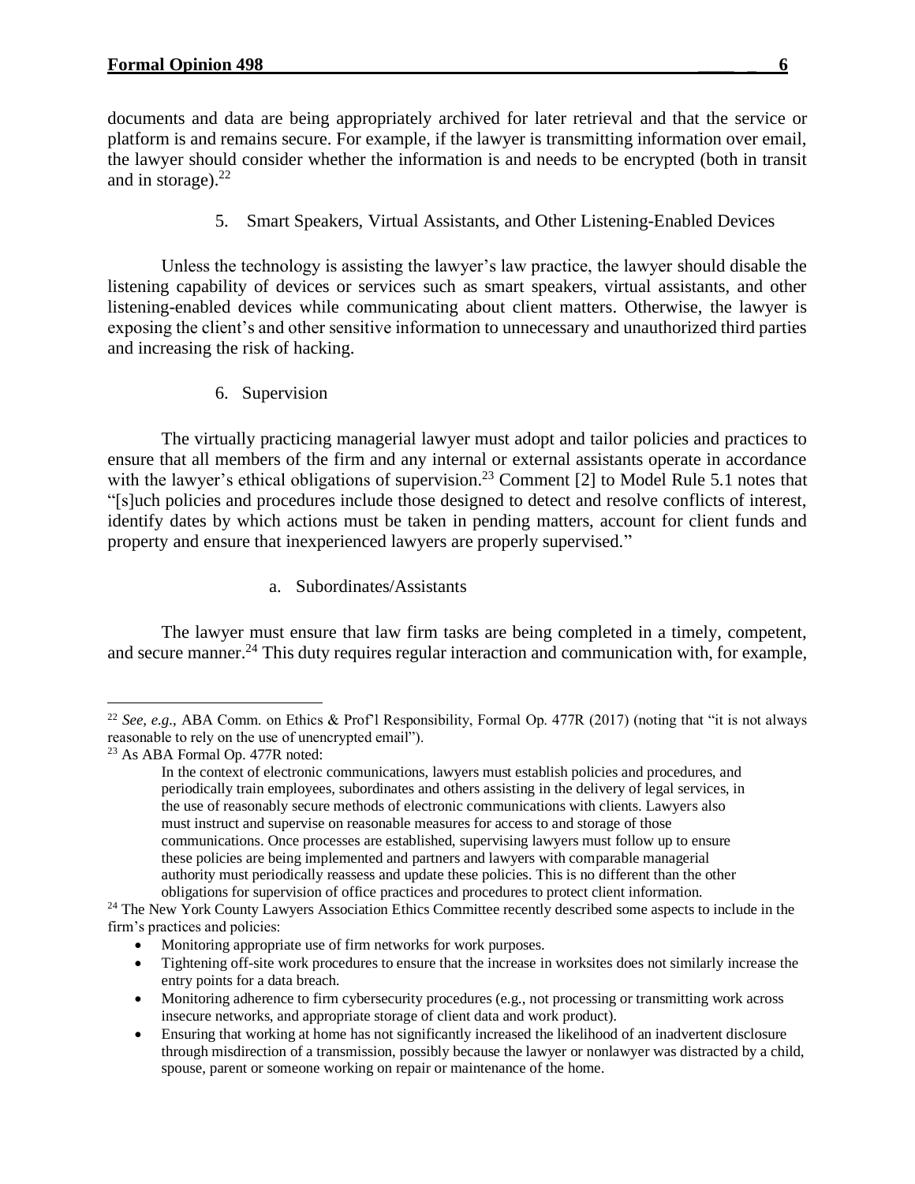documents and data are being appropriately archived for later retrieval and that the service or platform is and remains secure. For example, if the lawyer is transmitting information over email, the lawyer should consider whether the information is and needs to be encrypted (both in transit and in storage).[22]

### 5. Smart Speakers, Virtual Assistants, and Other Listening-Enabled Devices

Unless the technology is assisting the lawyer's law practice, the lawyer should disable the listening capability of devices or services such as smart speakers, virtual assistants, and other listening-enabled devices while communicating about client matters. Otherwise, the lawyer is exposing the client's and other sensitive information to unnecessary and unauthorized third parties and increasing the risk of hacking.

### 6. Supervision

The virtually practicing managerial lawyer must adopt and tailor policies and practices to ensure that all members of the firm and any internal or external assistants operate in accordance with the lawyer's ethical obligations of supervision.[23] Comment [2] to Model Rule 5.1 notes that "[s]uch policies and procedures include those designed to detect and resolve conflicts of interest, identify dates by which actions must be taken in pending matters, account for client funds and property and ensure that inexperienced lawyers are properly supervised."

#### a. Subordinates/Assistants

The lawyer must ensure that law firm tasks are being completed in a timely, competent, and secure manner.[24] This duty requires regular interaction and communication with, for example,

---

[22] *See, e.g.,* ABA Comm. on Ethics & Prof'l Responsibility, Formal Op. 477R (2017) (noting that "it is not always reasonable to rely on the use of unencrypted email").

[23] As ABA Formal Op. 477R noted:

> In the context of electronic communications, lawyers must establish policies and procedures, and periodically train employees, subordinates and others assisting in the delivery of legal services, in the use of reasonably secure methods of electronic communications with clients. Lawyers also must instruct and supervise on reasonable measures for access to and storage of those communications. Once processes are established, supervising lawyers must follow up to ensure these policies are being implemented and partners and lawyers with comparable managerial authority must periodically reassess and update these policies. This is no different than the other obligations for supervision of office practices and procedures to protect client information.

[24] The New York County Lawyers Association Ethics Committee recently described some aspects to include in the firm's practices and policies:

- Monitoring appropriate use of firm networks for work purposes.
- Tightening off-site work procedures to ensure that the increase in worksites does not similarly increase the entry points for a data breach.
- Monitoring adherence to firm cybersecurity procedures (e.g., not processing or transmitting work across insecure networks, and appropriate storage of client data and work product).
- Ensuring that working at home has not significantly increased the likelihood of an inadvertent disclosure through misdirection of a transmission, possibly because the lawyer or nonlawyer was distracted by a child, spouse, parent or someone working on repair or maintenance of the home.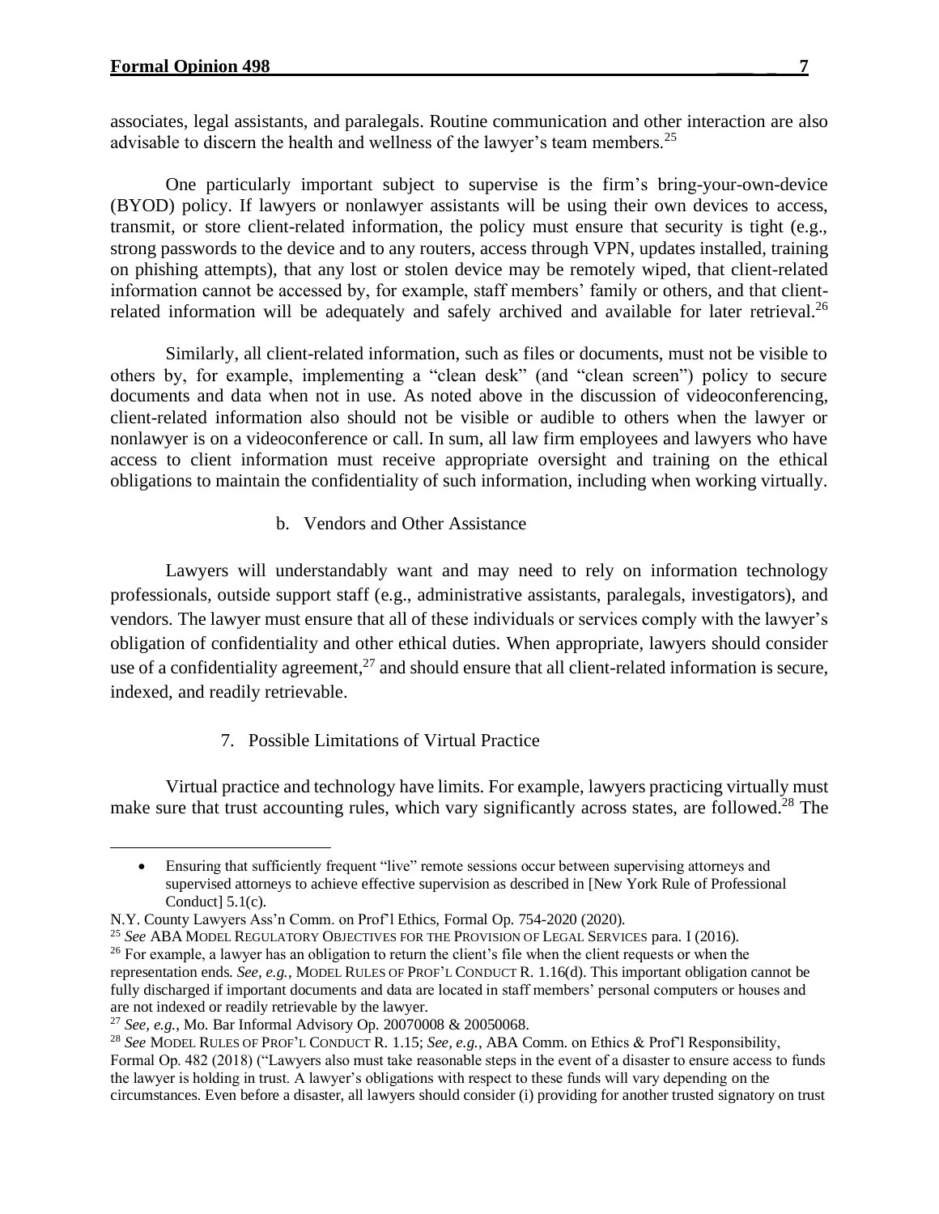associates, legal assistants, and paralegals. Routine communication and other interaction are also advisable to discern the health and wellness of the lawyer's team members.[25]

One particularly important subject to supervise is the firm's bring-your-own-device (BYOD) policy. If lawyers or nonlawyer assistants will be using their own devices to access, transmit, or store client-related information, the policy must ensure that security is tight (e.g., strong passwords to the device and to any routers, access through VPN, updates installed, training on phishing attempts), that any lost or stolen device may be remotely wiped, that client-related information cannot be accessed by, for example, staff members' family or others, and that client-related information will be adequately and safely archived and available for later retrieval.[26]

Similarly, all client-related information, such as files or documents, must not be visible to others by, for example, implementing a "clean desk" (and "clean screen") policy to secure documents and data when not in use. As noted above in the discussion of videoconferencing, client-related information also should not be visible or audible to others when the lawyer or nonlawyer is on a videoconference or call. In sum, all law firm employees and lawyers who have access to client information must receive appropriate oversight and training on the ethical obligations to maintain the confidentiality of such information, including when working virtually.

#### b. Vendors and Other Assistance

Lawyers will understandably want and may need to rely on information technology professionals, outside support staff (e.g., administrative assistants, paralegals, investigators), and vendors. The lawyer must ensure that all of these individuals or services comply with the lawyer's obligation of confidentiality and other ethical duties. When appropriate, lawyers should consider use of a confidentiality agreement,[27] and should ensure that all client-related information is secure, indexed, and readily retrievable.

### 7. Possible Limitations of Virtual Practice

Virtual practice and technology have limits. For example, lawyers practicing virtually must make sure that trust accounting rules, which vary significantly across states, are followed.[28] The

---

- Ensuring that sufficiently frequent "live" remote sessions occur between supervising attorneys and supervised attorneys to achieve effective supervision as described in [New York Rule of Professional Conduct] 5.1(c).

N.Y. County Lawyers Ass'n Comm. on Prof'l Ethics, Formal Op. 754-2020 (2020).

[25] *See* ABA MODEL REGULATORY OBJECTIVES FOR THE PROVISION OF LEGAL SERVICES para. I (2016).

[26] For example, a lawyer has an obligation to return the client's file when the client requests or when the representation ends. *See, e.g.*, MODEL RULES OF PROF'L CONDUCT R. 1.16(d). This important obligation cannot be fully discharged if important documents and data are located in staff members' personal computers or houses and are not indexed or readily retrievable by the lawyer.

[27] *See, e.g.*, Mo. Bar Informal Advisory Op. 20070008 & 20050068.

[28] *See* MODEL RULES OF PROF'L CONDUCT R. 1.15; *See, e.g.*, ABA Comm. on Ethics & Prof'l Responsibility, Formal Op. 482 (2018) ("Lawyers also must take reasonable steps in the event of a disaster to ensure access to funds the lawyer is holding in trust. A lawyer's obligations with respect to these funds will vary depending on the circumstances. Even before a disaster, all lawyers should consider (i) providing for another trusted signatory on trust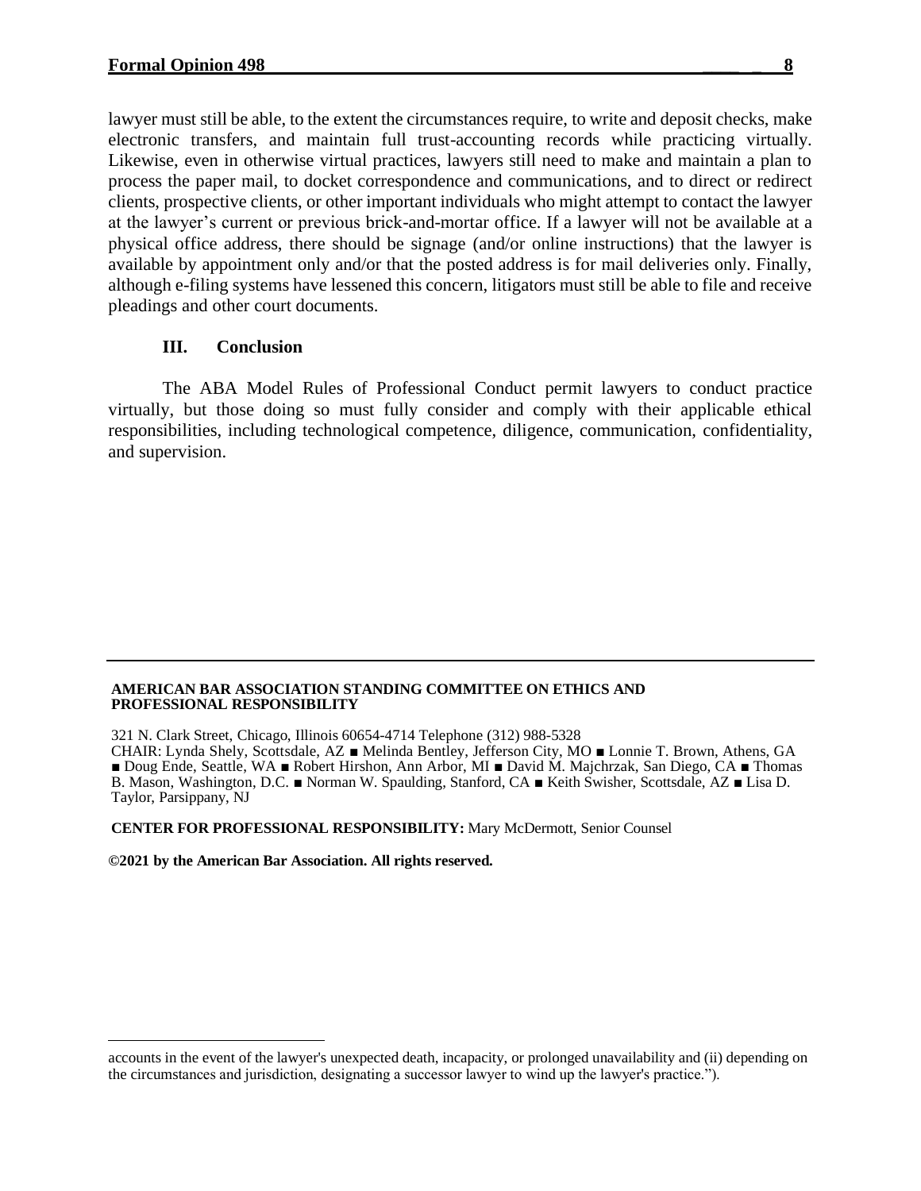lawyer must still be able, to the extent the circumstances require, to write and deposit checks, make electronic transfers, and maintain full trust-accounting records while practicing virtually. Likewise, even in otherwise virtual practices, lawyers still need to make and maintain a plan to process the paper mail, to docket correspondence and communications, and to direct or redirect clients, prospective clients, or other important individuals who might attempt to contact the lawyer at the lawyer's current or previous brick-and-mortar office. If a lawyer will not be available at a physical office address, there should be signage (and/or online instructions) that the lawyer is available by appointment only and/or that the posted address is for mail deliveries only. Finally, although e-filing systems have lessened this concern, litigators must still be able to file and receive pleadings and other court documents.

## III. Conclusion

The ABA Model Rules of Professional Conduct permit lawyers to conduct practice virtually, but those doing so must fully consider and comply with their applicable ethical responsibilities, including technological competence, diligence, communication, confidentiality, and supervision.

---

**AMERICAN BAR ASSOCIATION STANDING COMMITTEE ON ETHICS AND PROFESSIONAL RESPONSIBILITY**

321 N. Clark Street, Chicago, Illinois 60654-4714 Telephone (312) 988-5328
CHAIR: Lynda Shely, Scottsdale, AZ ■ Melinda Bentley, Jefferson City, MO ■ Lonnie T. Brown, Athens, GA ■ Doug Ende, Seattle, WA ■ Robert Hirshon, Ann Arbor, MI ■ David M. Majchrzak, San Diego, CA ■ Thomas B. Mason, Washington, D.C. ■ Norman W. Spaulding, Stanford, CA ■ Keith Swisher, Scottsdale, AZ ■ Lisa D. Taylor, Parsippany, NJ

**CENTER FOR PROFESSIONAL RESPONSIBILITY:** Mary McDermott, Senior Counsel

**©2021 by the American Bar Association. All rights reserved.**

---

accounts in the event of the lawyer's unexpected death, incapacity, or prolonged unavailability and (ii) depending on the circumstances and jurisdiction, designating a successor lawyer to wind up the lawyer's practice.").